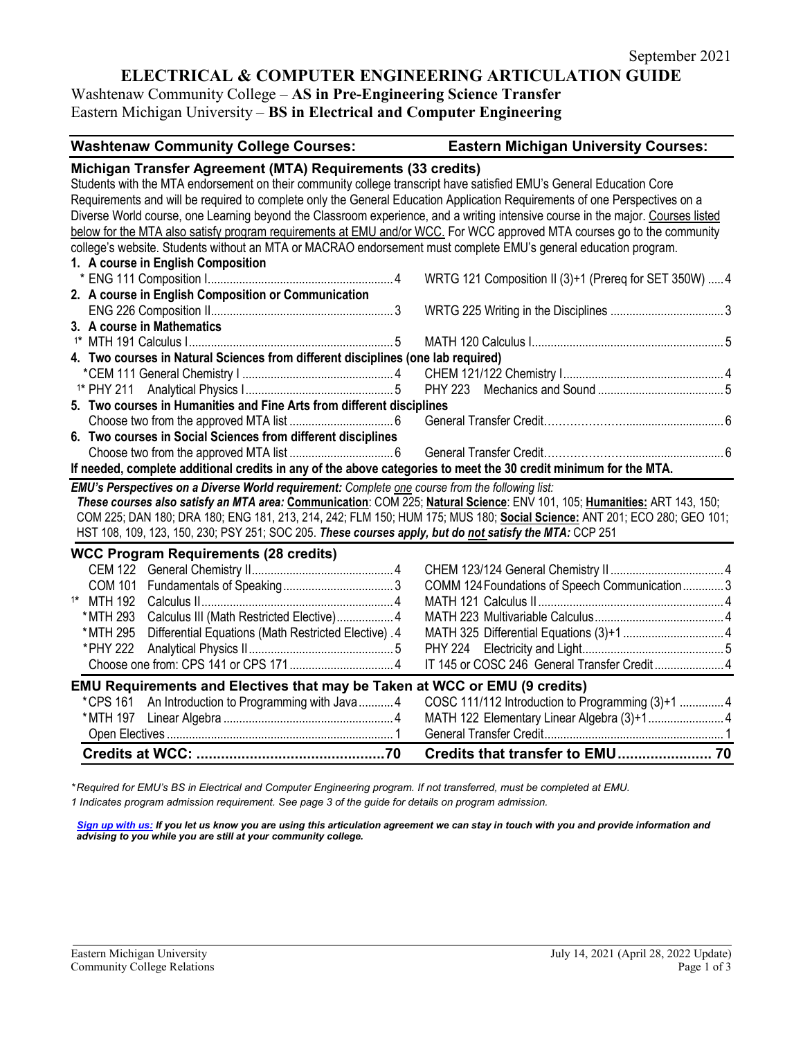September 2021

# ELECTRICAL & COMPUTER ENGINEERING ARTICULATION GUIDE

Washtenaw Community College – **AS in Pre-Engineering Science Transfer**
Eastern Michigan University – **BS in Electrical and Computer Engineering**

| Washtenaw Community College Courses: | Eastern Michigan University Courses: |
|---|---|
| **Michigan Transfer Agreement (MTA) Requirements (33 credits)** | |
| Students with the MTA endorsement on their community college transcript have satisfied EMU's General Education Core Requirements and will be required to complete only the General Education Application Requirements of one Perspectives on a Diverse World course, one Learning beyond the Classroom experience, and a writing intensive course in the major. Courses listed below for the MTA also satisfy program requirements at EMU and/or WCC. For WCC approved MTA courses go to the community college's website. Students without an MTA or MACRAO endorsement must complete EMU's general education program. | |
| **1. A course in English Composition** | |
| * ENG 111 Composition I ... 4 | WRTG 121 Composition II (3)+1 (Prereq for SET 350W) ... 4 |
| **2. A course in English Composition or Communication** | |
| ENG 226 Composition II ... 3 | WRTG 225 Writing in the Disciplines ... 3 |
| **3. A course in Mathematics** | |
| 1* MTH 191 Calculus I ... 5 | MATH 120 Calculus I ... 5 |
| **4. Two courses in Natural Sciences from different disciplines (one lab required)** | |
| *CEM 111 General Chemistry I ... 4 | CHEM 121/122 Chemistry I ... 4 |
| 1* PHY 211 Analytical Physics I ... 5 | PHY 223 Mechanics and Sound ... 5 |
| **5. Two courses in Humanities and Fine Arts from different disciplines** | |
| Choose two from the approved MTA list ... 6 | General Transfer Credit ... 6 |
| **6. Two courses in Social Sciences from different disciplines** | |
| Choose two from the approved MTA list ... 6 | General Transfer Credit ... 6 |
| **If needed, complete additional credits in any of the above categories to meet the 30 credit minimum for the MTA.** | |

***EMU's Perspectives on a Diverse World requirement:*** *Complete one course from the following list:*
***These courses also satisfy an MTA area:*** **Communication**: COM 225; **Natural Science**: ENV 101, 105; **Humanities:** ART 143, 150; COM 225; DAN 180; DRA 180; ENG 181, 213, 214, 242; FLM 150; HUM 175; MUS 180; **Social Science:** ANT 201; ECO 280; GEO 101; HST 108, 109, 123, 150, 230; PSY 251; SOC 205. ***These courses apply, but do not satisfy the MTA:*** CCP 251

| Washtenaw Community College Courses | Eastern Michigan University Courses |
|---|---|
| **WCC Program Requirements (28 credits)** | |
| CEM 122 General Chemistry II ... 4 | CHEM 123/124 General Chemistry II ... 4 |
| COM 101 Fundamentals of Speaking ... 3 | COMM 124 Foundations of Speech Communication ... 3 |
| 1* MTH 192 Calculus II ... 4 | MATH 121 Calculus II ... 4 |
| *MTH 293 Calculus III (Math Restricted Elective) ... 4 | MATH 223 Multivariable Calculus ... 4 |
| *MTH 295 Differential Equations (Math Restricted Elective) . 4 | MATH 325 Differential Equations (3)+1 ... 4 |
| *PHY 222 Analytical Physics II ... 5 | PHY 224 Electricity and Light ... 5 |
| Choose one from: CPS 141 or CPS 171 ... 4 | IT 145 or COSC 246 General Transfer Credit ... 4 |
| **EMU Requirements and Electives that may be Taken at WCC or EMU (9 credits)** | |
| *CPS 161 An Introduction to Programming with Java ... 4 | COSC 111/112 Introduction to Programming (3)+1 ... 4 |
| *MTH 197 Linear Algebra ... 4 | MATH 122 Elementary Linear Algebra (3)+1 ... 4 |
| Open Electives ... 1 | General Transfer Credit ... 1 |
| **Credits at WCC: ... 70** | **Credits that transfer to EMU ... 70** |

*\*Required for EMU's BS in Electrical and Computer Engineering program. If not transferred, must be completed at EMU.*
*1 Indicates program admission requirement. See page 3 of the guide for details on program admission.*

***Sign up with us:** If you let us know you are using this articulation agreement we can stay in touch with you and provide information and advising to you while you are still at your community college.*

Eastern Michigan University
Community College Relations

July 14, 2021 (April 28, 2022 Update)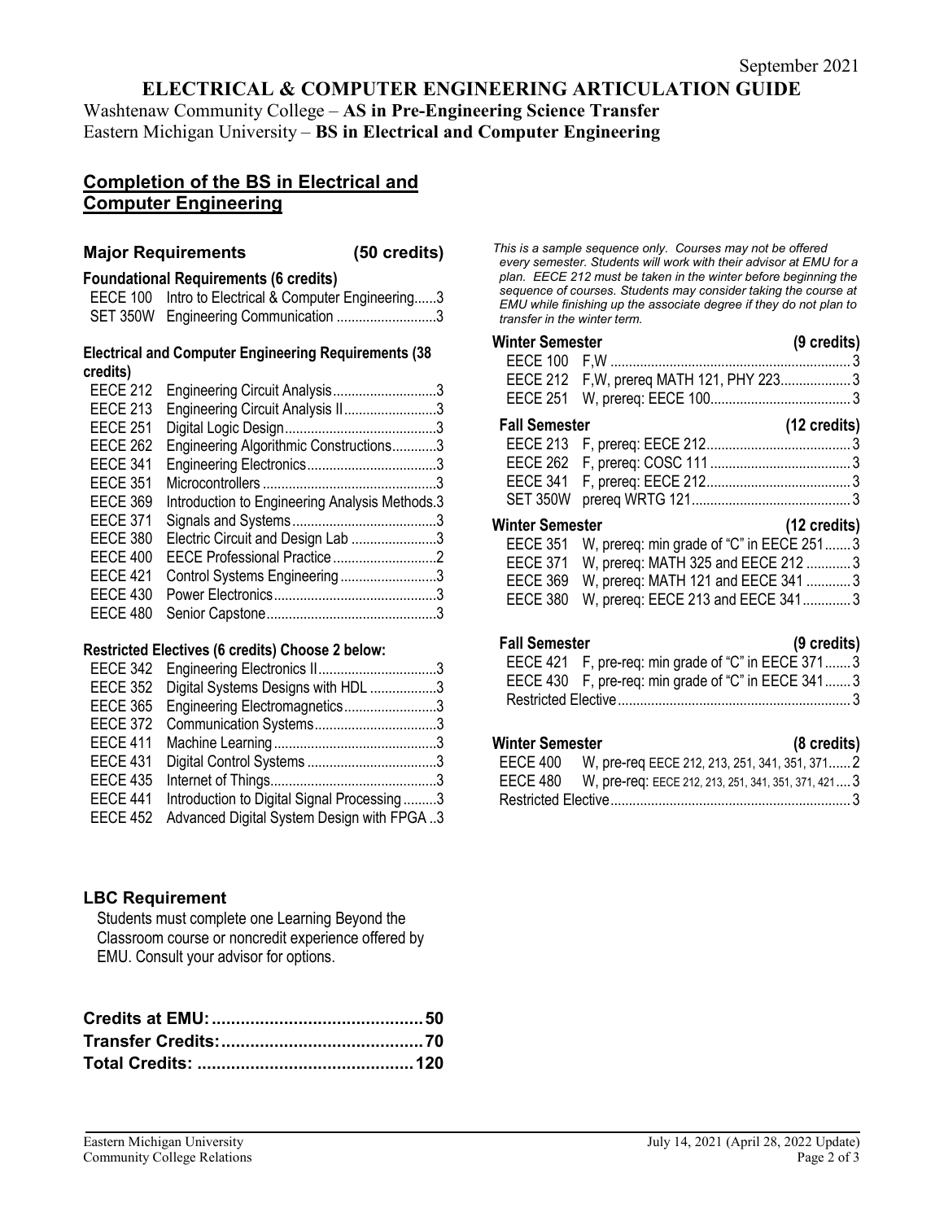September 2021

# ELECTRICAL & COMPUTER ENGINEERING ARTICULATION GUIDE

Washtenaw Community College – **AS in Pre-Engineering Science Transfer**
Eastern Michigan University – **BS in Electrical and Computer Engineering**

## Completion of the BS in Electrical and Computer Engineering

### Major Requirements (50 credits)

**Foundational Requirements (6 credits)**

| Course | Title | Credits |
|---|---|---|
| EECE 100 | Intro to Electrical & Computer Engineering | 3 |
| SET 350W | Engineering Communication | 3 |

**Electrical and Computer Engineering Requirements (38 credits)**

| Course | Title | Credits |
|---|---|---|
| EECE 212 | Engineering Circuit Analysis | 3 |
| EECE 213 | Engineering Circuit Analysis II | 3 |
| EECE 251 | Digital Logic Design | 3 |
| EECE 262 | Engineering Algorithmic Constructions | 3 |
| EECE 341 | Engineering Electronics | 3 |
| EECE 351 | Microcontrollers | 3 |
| EECE 369 | Introduction to Engineering Analysis Methods | 3 |
| EECE 371 | Signals and Systems | 3 |
| EECE 380 | Electric Circuit and Design Lab | 3 |
| EECE 400 | EECE Professional Practice | 2 |
| EECE 421 | Control Systems Engineering | 3 |
| EECE 430 | Power Electronics | 3 |
| EECE 480 | Senior Capstone | 3 |

**Restricted Electives (6 credits) Choose 2 below:**

| Course | Title | Credits |
|---|---|---|
| EECE 342 | Engineering Electronics II | 3 |
| EECE 352 | Digital Systems Designs with HDL | 3 |
| EECE 365 | Engineering Electromagnetics | 3 |
| EECE 372 | Communication Systems | 3 |
| EECE 411 | Machine Learning | 3 |
| EECE 431 | Digital Control Systems | 3 |
| EECE 435 | Internet of Things | 3 |
| EECE 441 | Introduction to Digital Signal Processing | 3 |
| EECE 452 | Advanced Digital System Design with FPGA | 3 |

### LBC Requirement

Students must complete one Learning Beyond the Classroom course or noncredit experience offered by EMU. Consult your advisor for options.

**Credits at EMU: 50**
**Transfer Credits: 70**
**Total Credits: 120**

*This is a sample sequence only. Courses may not be offered every semester. Students will work with their advisor at EMU for a plan. EECE 212 must be taken in the winter before beginning the sequence of courses. Students may consider taking the course at EMU while finishing up the associate degree if they do not plan to transfer in the winter term.*

**Winter Semester (9 credits)**

| Course | Notes | Credits |
|---|---|---|
| EECE 100 | F,W | 3 |
| EECE 212 | F,W, prereq MATH 121, PHY 223 | 3 |
| EECE 251 | W, prereq: EECE 100 | 3 |

**Fall Semester (12 credits)**

| Course | Notes | Credits |
|---|---|---|
| EECE 213 | F, prereq: EECE 212 | 3 |
| EECE 262 | F, prereq: COSC 111 | 3 |
| EECE 341 | F, prereq: EECE 212 | 3 |
| SET 350W | prereq WRTG 121 | 3 |

**Winter Semester (12 credits)**

| Course | Notes | Credits |
|---|---|---|
| EECE 351 | W, prereq: min grade of "C" in EECE 251 | 3 |
| EECE 371 | W, prereq: MATH 325 and EECE 212 | 3 |
| EECE 369 | W, prereq: MATH 121 and EECE 341 | 3 |
| EECE 380 | W, prereq: EECE 213 and EECE 341 | 3 |

**Fall Semester (9 credits)**

| Course | Notes | Credits |
|---|---|---|
| EECE 421 | F, pre-req: min grade of "C" in EECE 371 | 3 |
| EECE 430 | F, pre-req: min grade of "C" in EECE 341 | 3 |
| Restricted Elective | | 3 |

**Winter Semester (8 credits)**

| Course | Notes | Credits |
|---|---|---|
| EECE 400 | W, pre-req EECE 212, 213, 251, 341, 351, 371 | 2 |
| EECE 480 | W, pre-req: EECE 212, 213, 251, 341, 351, 371, 421 | 3 |
| Restricted Elective | | 3 |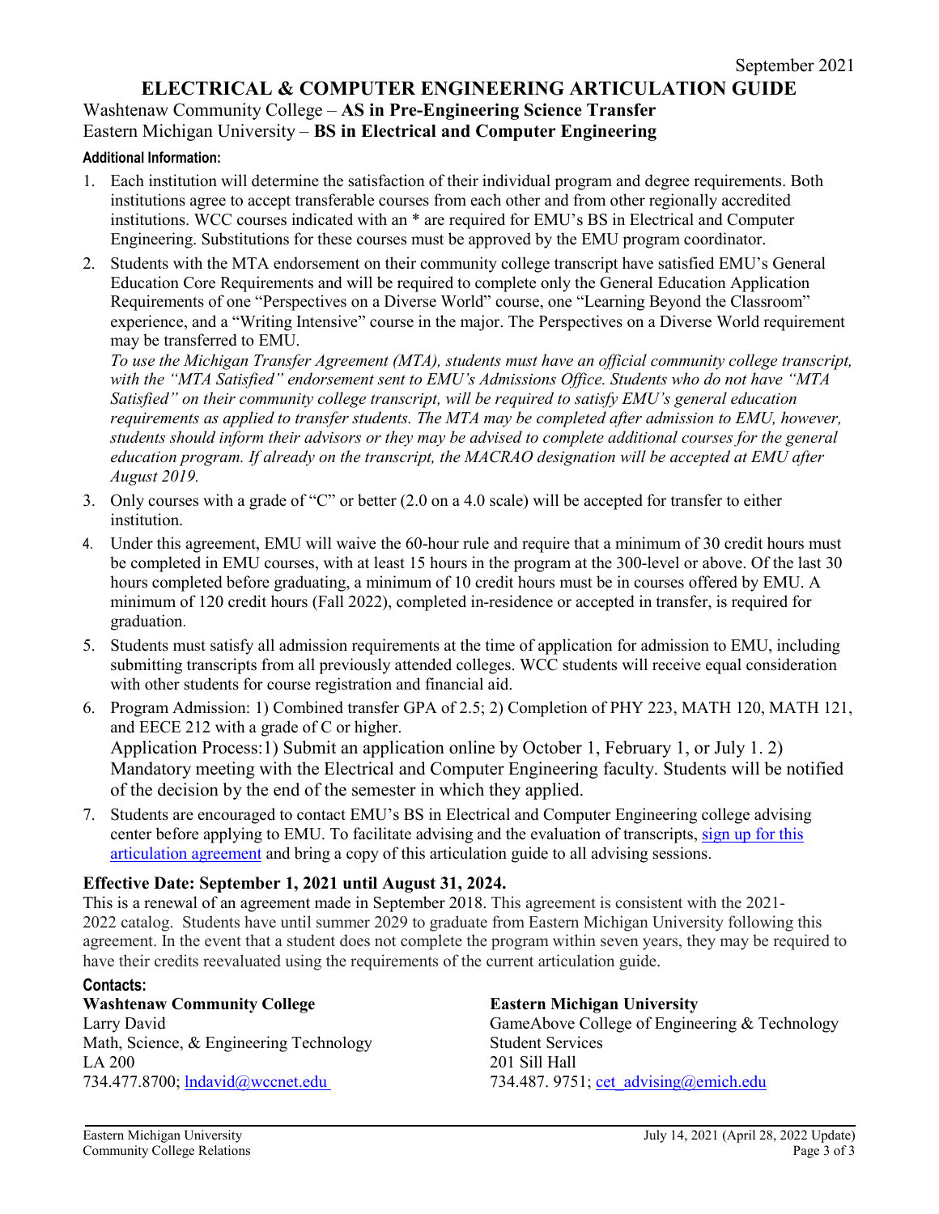September 2021

# ELECTRICAL & COMPUTER ENGINEERING ARTICULATION GUIDE

Washtenaw Community College – **AS in Pre-Engineering Science Transfer**
Eastern Michigan University – **BS in Electrical and Computer Engineering**

**Additional Information:**

1. Each institution will determine the satisfaction of their individual program and degree requirements. Both institutions agree to accept transferable courses from each other and from other regionally accredited institutions. WCC courses indicated with an * are required for EMU's BS in Electrical and Computer Engineering. Substitutions for these courses must be approved by the EMU program coordinator.
2. Students with the MTA endorsement on their community college transcript have satisfied EMU's General Education Core Requirements and will be required to complete only the General Education Application Requirements of one "Perspectives on a Diverse World" course, one "Learning Beyond the Classroom" experience, and a "Writing Intensive" course in the major. The Perspectives on a Diverse World requirement may be transferred to EMU.
   *To use the Michigan Transfer Agreement (MTA), students must have an official community college transcript, with the "MTA Satisfied" endorsement sent to EMU's Admissions Office. Students who do not have "MTA Satisfied" on their community college transcript, will be required to satisfy EMU's general education requirements as applied to transfer students. The MTA may be completed after admission to EMU, however, students should inform their advisors or they may be advised to complete additional courses for the general education program. If already on the transcript, the MACRAO designation will be accepted at EMU after August 2019.*
3. Only courses with a grade of "C" or better (2.0 on a 4.0 scale) will be accepted for transfer to either institution.
4. Under this agreement, EMU will waive the 60-hour rule and require that a minimum of 30 credit hours must be completed in EMU courses, with at least 15 hours in the program at the 300-level or above. Of the last 30 hours completed before graduating, a minimum of 10 credit hours must be in courses offered by EMU. A minimum of 120 credit hours (Fall 2022), completed in-residence or accepted in transfer, is required for graduation.
5. Students must satisfy all admission requirements at the time of application for admission to EMU, including submitting transcripts from all previously attended colleges. WCC students will receive equal consideration with other students for course registration and financial aid.
6. Program Admission: 1) Combined transfer GPA of 2.5; 2) Completion of PHY 223, MATH 120, MATH 121, and EECE 212 with a grade of C or higher.
   Application Process:1) Submit an application online by October 1, February 1, or July 1. 2) Mandatory meeting with the Electrical and Computer Engineering faculty. Students will be notified of the decision by the end of the semester in which they applied.
7. Students are encouraged to contact EMU's BS in Electrical and Computer Engineering college advising center before applying to EMU. To facilitate advising and the evaluation of transcripts, sign up for this articulation agreement and bring a copy of this articulation guide to all advising sessions.

**Effective Date: September 1, 2021 until August 31, 2024.**

This is a renewal of an agreement made in September 2018. This agreement is consistent with the 2021-2022 catalog. Students have until summer 2029 to graduate from Eastern Michigan University following this agreement. In the event that a student does not complete the program within seven years, they may be required to have their credits reevaluated using the requirements of the current articulation guide.

**Contacts:**

**Washtenaw Community College**
Larry David
Math, Science, & Engineering Technology
LA 200
734.477.8700; lndavid@wccnet.edu

**Eastern Michigan University**
GameAbove College of Engineering & Technology
Student Services
201 Sill Hall
734.487. 9751; cet_advising@emich.edu

Eastern Michigan University
Community College Relations

July 14, 2021 (April 28, 2022 Update)